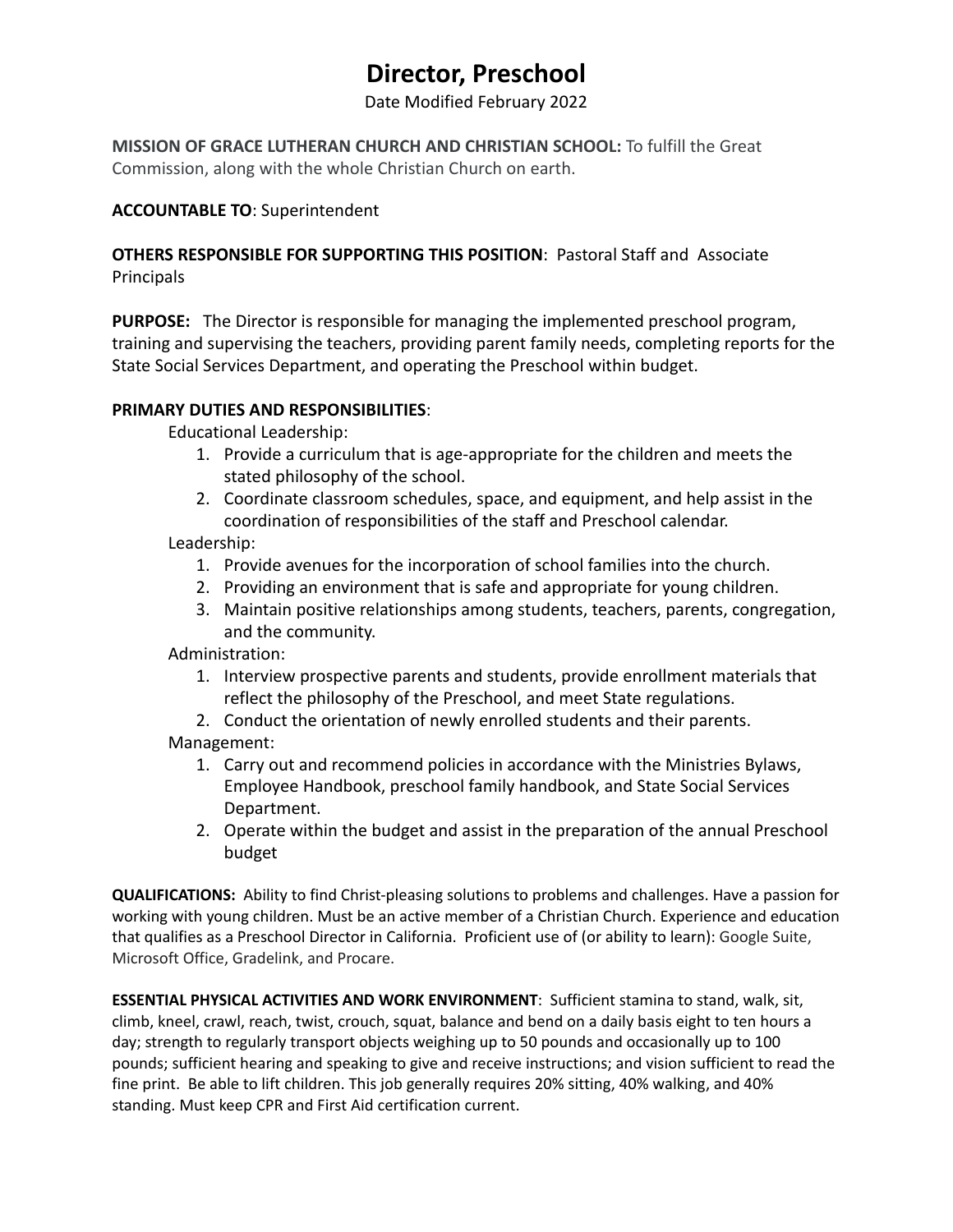# Director, Preschool

Date Modified February 2022

**MISSION OF GRACE LUTHERAN CHURCH AND CHRISTIAN SCHOOL:** To fulfill the Great Commission, along with the whole Christian Church on earth.

**ACCOUNTABLE TO**: Superintendent

**OTHERS RESPONSIBLE FOR SUPPORTING THIS POSITION**: Pastoral Staff and Associate Principals

**PURPOSE:** The Director is responsible for managing the implemented preschool program, training and supervising the teachers, providing parent family needs, completing reports for the State Social Services Department, and operating the Preschool within budget.

**PRIMARY DUTIES AND RESPONSIBILITIES**:

Educational Leadership:

1. Provide a curriculum that is age-appropriate for the children and meets the stated philosophy of the school.
2. Coordinate classroom schedules, space, and equipment, and help assist in the coordination of responsibilities of the staff and Preschool calendar.

Leadership:

1. Provide avenues for the incorporation of school families into the church.
2. Providing an environment that is safe and appropriate for young children.
3. Maintain positive relationships among students, teachers, parents, congregation, and the community.

Administration:

1. Interview prospective parents and students, provide enrollment materials that reflect the philosophy of the Preschool, and meet State regulations.
2. Conduct the orientation of newly enrolled students and their parents.

Management:

1. Carry out and recommend policies in accordance with the Ministries Bylaws, Employee Handbook, preschool family handbook, and State Social Services Department.
2. Operate within the budget and assist in the preparation of the annual Preschool budget

**QUALIFICATIONS:** Ability to find Christ-pleasing solutions to problems and challenges. Have a passion for working with young children. Must be an active member of a Christian Church. Experience and education that qualifies as a Preschool Director in California. Proficient use of (or ability to learn): Google Suite, Microsoft Office, Gradelink, and Procare.

**ESSENTIAL PHYSICAL ACTIVITIES AND WORK ENVIRONMENT**: Sufficient stamina to stand, walk, sit, climb, kneel, crawl, reach, twist, crouch, squat, balance and bend on a daily basis eight to ten hours a day; strength to regularly transport objects weighing up to 50 pounds and occasionally up to 100 pounds; sufficient hearing and speaking to give and receive instructions; and vision sufficient to read the fine print. Be able to lift children. This job generally requires 20% sitting, 40% walking, and 40% standing. Must keep CPR and First Aid certification current.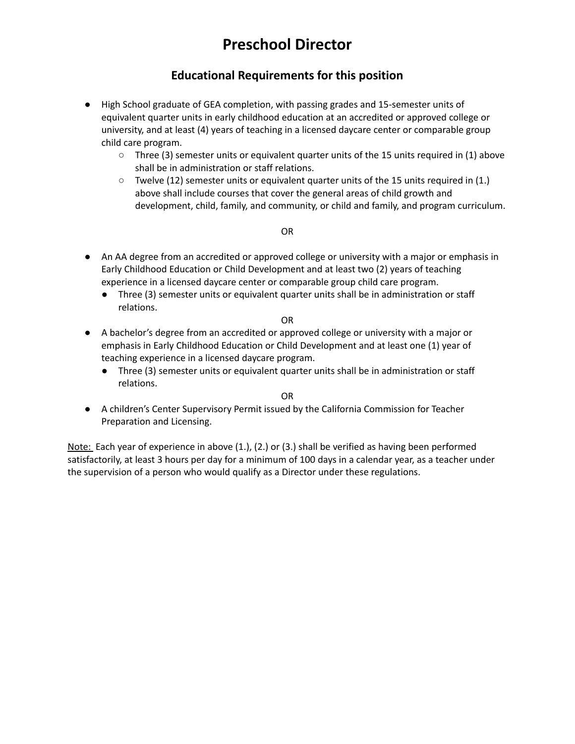# Preschool Director

## Educational Requirements for this position

- High School graduate of GEA completion, with passing grades and 15-semester units of equivalent quarter units in early childhood education at an accredited or approved college or university, and at least (4) years of teaching in a licensed daycare center or comparable group child care program.
  - Three (3) semester units or equivalent quarter units of the 15 units required in (1) above shall be in administration or staff relations.
  - Twelve (12) semester units or equivalent quarter units of the 15 units required in (1.) above shall include courses that cover the general areas of child growth and development, child, family, and community, or child and family, and program curriculum.

OR

- An AA degree from an accredited or approved college or university with a major or emphasis in Early Childhood Education or Child Development and at least two (2) years of teaching experience in a licensed daycare center or comparable group child care program.
  - Three (3) semester units or equivalent quarter units shall be in administration or staff relations.

OR

- A bachelor's degree from an accredited or approved college or university with a major or emphasis in Early Childhood Education or Child Development and at least one (1) year of teaching experience in a licensed daycare program.
  - Three (3) semester units or equivalent quarter units shall be in administration or staff relations.

OR

- A children's Center Supervisory Permit issued by the California Commission for Teacher Preparation and Licensing.

<u>Note:</u> Each year of experience in above (1.), (2.) or (3.) shall be verified as having been performed satisfactorily, at least 3 hours per day for a minimum of 100 days in a calendar year, as a teacher under the supervision of a person who would qualify as a Director under these regulations.